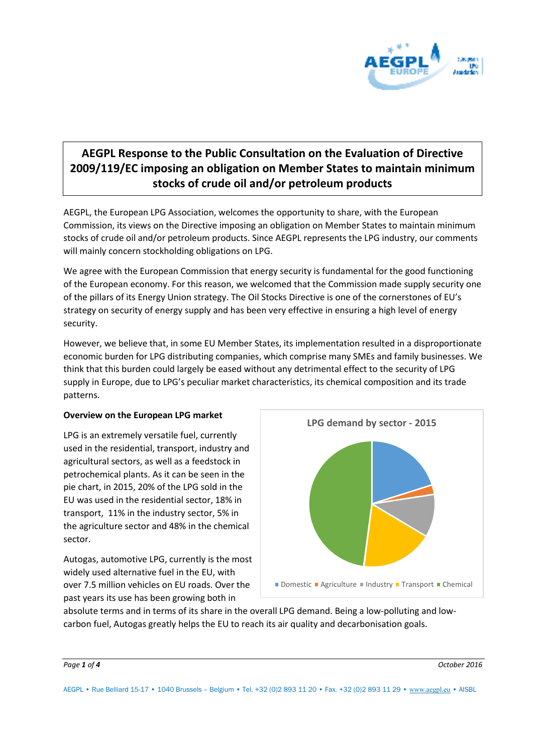# AEGPL Response to the Public Consultation on the Evaluation of Directive 2009/119/EC imposing an obligation on Member States to maintain minimum stocks of crude oil and/or petroleum products

AEGPL, the European LPG Association, welcomes the opportunity to share, with the European Commission, its views on the Directive imposing an obligation on Member States to maintain minimum stocks of crude oil and/or petroleum products. Since AEGPL represents the LPG industry, our comments will mainly concern stockholding obligations on LPG.

We agree with the European Commission that energy security is fundamental for the good functioning of the European economy. For this reason, we welcomed that the Commission made supply security one of the pillars of its Energy Union strategy. The Oil Stocks Directive is one of the cornerstones of EU's strategy on security of energy supply and has been very effective in ensuring a high level of energy security.

However, we believe that, in some EU Member States, its implementation resulted in a disproportionate economic burden for LPG distributing companies, which comprise many SMEs and family businesses. We think that this burden could largely be eased without any detrimental effect to the security of LPG supply in Europe, due to LPG's peculiar market characteristics, its chemical composition and its trade patterns.

**Overview on the European LPG market**

LPG is an extremely versatile fuel, currently used in the residential, transport, industry and agricultural sectors, as well as a feedstock in petrochemical plants. As it can be seen in the pie chart, in 2015, 20% of the LPG sold in the EU was used in the residential sector, 18% in transport, 11% in the industry sector, 5% in the agriculture sector and 48% in the chemical sector.

LPG demand by sector - 2015

Domestic ■ Agriculture ■ Industry ■ Transport ■ Chemical

Autogas, automotive LPG, currently is the most widely used alternative fuel in the EU, with over 7.5 million vehicles on EU roads. Over the past years its use has been growing both in absolute terms and in terms of its share in the overall LPG demand. Being a low-polluting and low-carbon fuel, Autogas greatly helps the EU to reach its air quality and decarbonisation goals.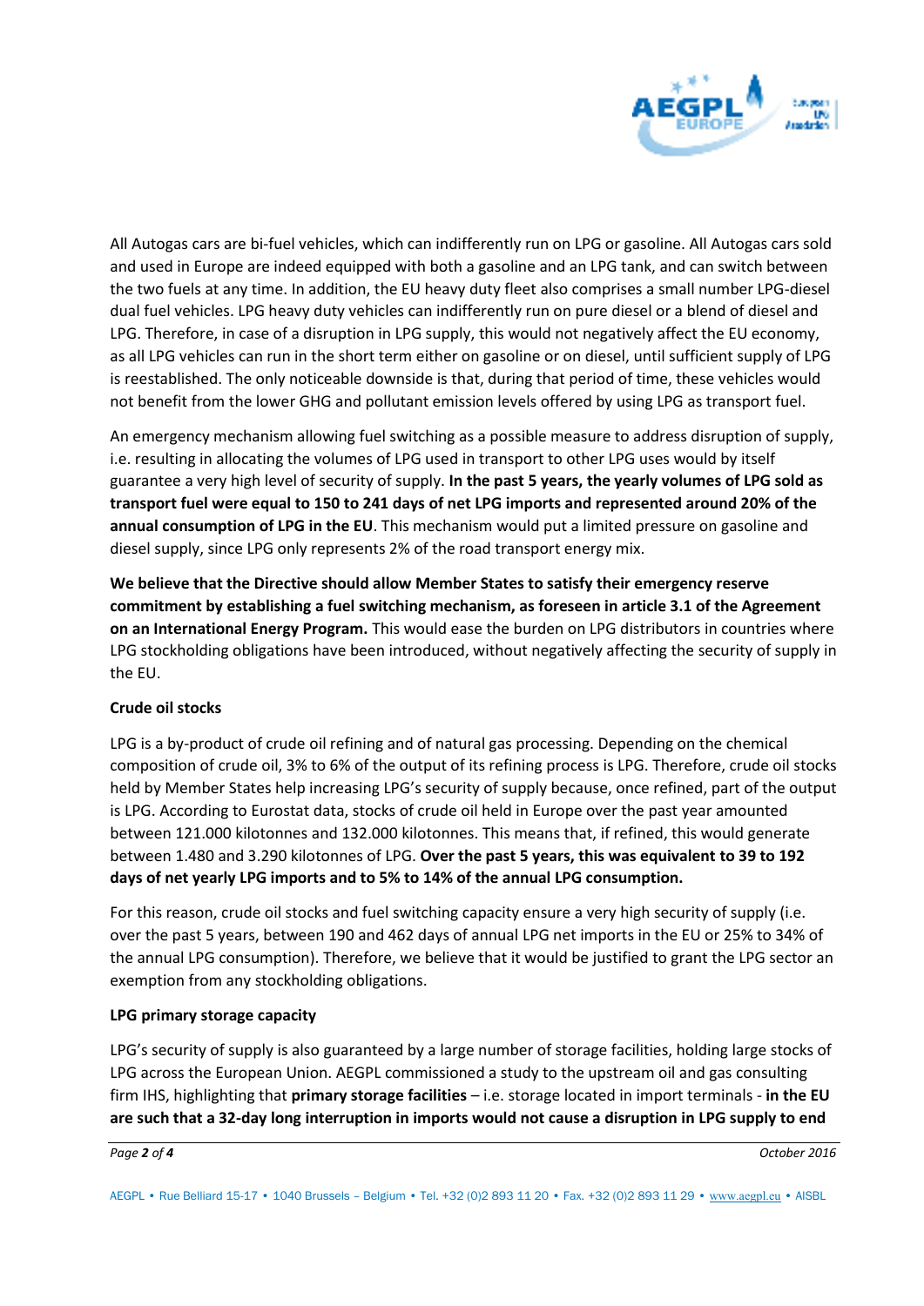All Autogas cars are bi-fuel vehicles, which can indifferently run on LPG or gasoline. All Autogas cars sold and used in Europe are indeed equipped with both a gasoline and an LPG tank, and can switch between the two fuels at any time. In addition, the EU heavy duty fleet also comprises a small number LPG-diesel dual fuel vehicles. LPG heavy duty vehicles can indifferently run on pure diesel or a blend of diesel and LPG. Therefore, in case of a disruption in LPG supply, this would not negatively affect the EU economy, as all LPG vehicles can run in the short term either on gasoline or on diesel, until sufficient supply of LPG is reestablished. The only noticeable downside is that, during that period of time, these vehicles would not benefit from the lower GHG and pollutant emission levels offered by using LPG as transport fuel.

An emergency mechanism allowing fuel switching as a possible measure to address disruption of supply, i.e. resulting in allocating the volumes of LPG used in transport to other LPG uses would by itself guarantee a very high level of security of supply. **In the past 5 years, the yearly volumes of LPG sold as transport fuel were equal to 150 to 241 days of net LPG imports and represented around 20% of the annual consumption of LPG in the EU**. This mechanism would put a limited pressure on gasoline and diesel supply, since LPG only represents 2% of the road transport energy mix.

**We believe that the Directive should allow Member States to satisfy their emergency reserve commitment by establishing a fuel switching mechanism, as foreseen in article 3.1 of the Agreement on an International Energy Program.** This would ease the burden on LPG distributors in countries where LPG stockholding obligations have been introduced, without negatively affecting the security of supply in the EU.

**Crude oil stocks**

LPG is a by-product of crude oil refining and of natural gas processing. Depending on the chemical composition of crude oil, 3% to 6% of the output of its refining process is LPG. Therefore, crude oil stocks held by Member States help increasing LPG's security of supply because, once refined, part of the output is LPG. According to Eurostat data, stocks of crude oil held in Europe over the past year amounted between 121.000 kilotonnes and 132.000 kilotonnes. This means that, if refined, this would generate between 1.480 and 3.290 kilotonnes of LPG. **Over the past 5 years, this was equivalent to 39 to 192 days of net yearly LPG imports and to 5% to 14% of the annual LPG consumption.**

For this reason, crude oil stocks and fuel switching capacity ensure a very high security of supply (i.e. over the past 5 years, between 190 and 462 days of annual LPG net imports in the EU or 25% to 34% of the annual LPG consumption). Therefore, we believe that it would be justified to grant the LPG sector an exemption from any stockholding obligations.

**LPG primary storage capacity**

LPG's security of supply is also guaranteed by a large number of storage facilities, holding large stocks of LPG across the European Union. AEGPL commissioned a study to the upstream oil and gas consulting firm IHS, highlighting that **primary storage facilities** – i.e. storage located in import terminals - **in the EU are such that a 32-day long interruption in imports would not cause a disruption in LPG supply to end**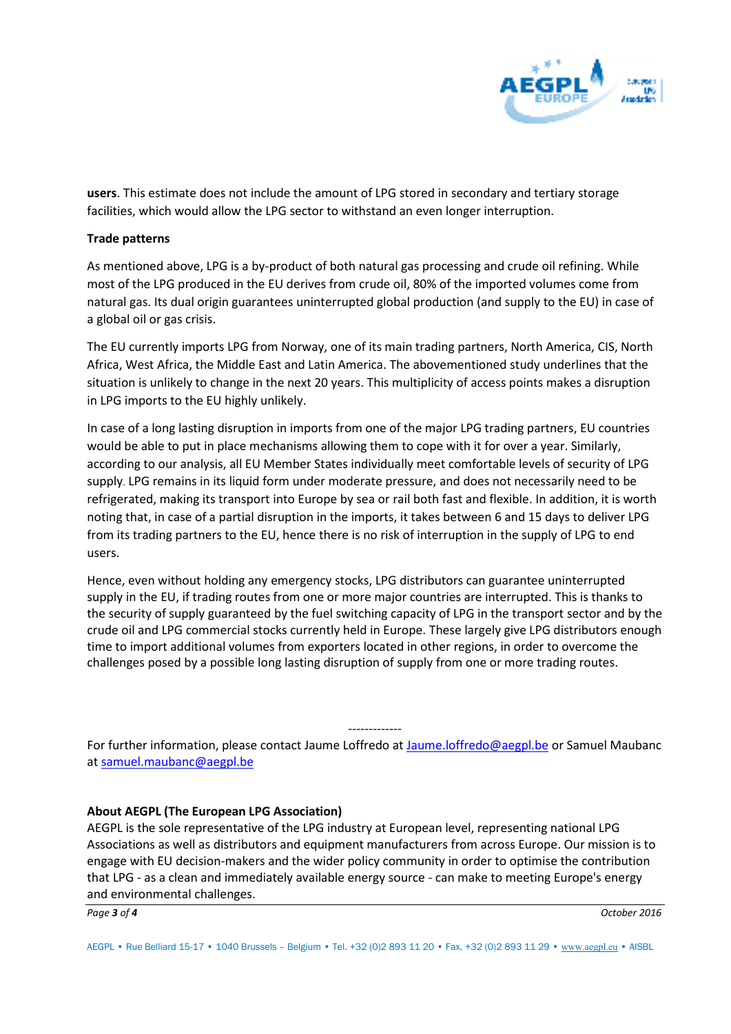**users**. This estimate does not include the amount of LPG stored in secondary and tertiary storage facilities, which would allow the LPG sector to withstand an even longer interruption.

**Trade patterns**

As mentioned above, LPG is a by-product of both natural gas processing and crude oil refining. While most of the LPG produced in the EU derives from crude oil, 80% of the imported volumes come from natural gas. Its dual origin guarantees uninterrupted global production (and supply to the EU) in case of a global oil or gas crisis.

The EU currently imports LPG from Norway, one of its main trading partners, North America, CIS, North Africa, West Africa, the Middle East and Latin America. The abovementioned study underlines that the situation is unlikely to change in the next 20 years. This multiplicity of access points makes a disruption in LPG imports to the EU highly unlikely.

In case of a long lasting disruption in imports from one of the major LPG trading partners, EU countries would be able to put in place mechanisms allowing them to cope with it for over a year. Similarly, according to our analysis, all EU Member States individually meet comfortable levels of security of LPG supply. LPG remains in its liquid form under moderate pressure, and does not necessarily need to be refrigerated, making its transport into Europe by sea or rail both fast and flexible. In addition, it is worth noting that, in case of a partial disruption in the imports, it takes between 6 and 15 days to deliver LPG from its trading partners to the EU, hence there is no risk of interruption in the supply of LPG to end users.

Hence, even without holding any emergency stocks, LPG distributors can guarantee uninterrupted supply in the EU, if trading routes from one or more major countries are interrupted. This is thanks to the security of supply guaranteed by the fuel switching capacity of LPG in the transport sector and by the crude oil and LPG commercial stocks currently held in Europe. These largely give LPG distributors enough time to import additional volumes from exporters located in other regions, in order to overcome the challenges posed by a possible long lasting disruption of supply from one or more trading routes.

-------------

For further information, please contact Jaume Loffredo at Jaume.loffredo@aegpl.be or Samuel Maubanc at samuel.maubanc@aegpl.be

**About AEGPL (The European LPG Association)**

AEGPL is the sole representative of the LPG industry at European level, representing national LPG Associations as well as distributors and equipment manufacturers from across Europe. Our mission is to engage with EU decision-makers and the wider policy community in order to optimise the contribution that LPG - as a clean and immediately available energy source - can make to meeting Europe's energy and environmental challenges.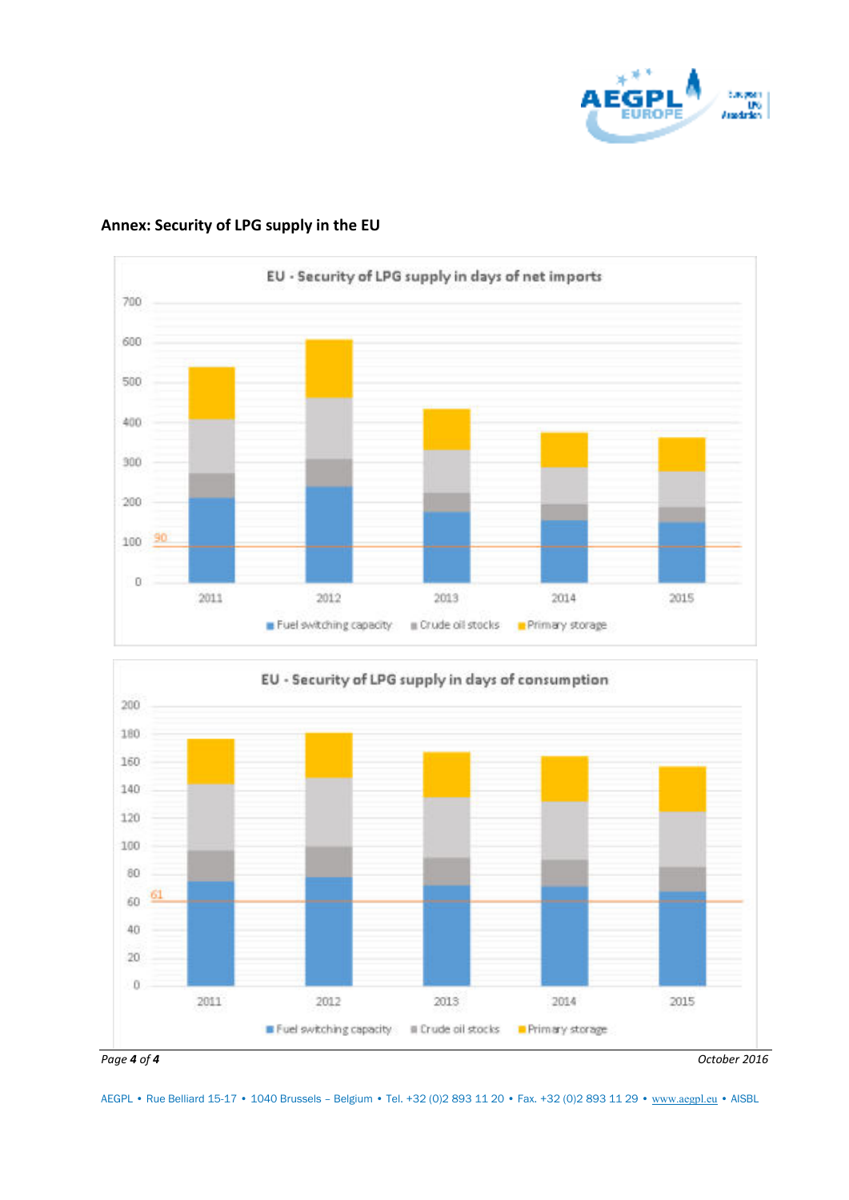## Annex: Security of LPG supply in the EU

EU - Security of LPG supply in days of net imports

700
600
500
400
300
200
100
0
90
2011
2012
2013
2014
2015
Fuel switching capacity
Crude oil stocks
Primary storage

EU - Security of LPG supply in days of consumption

200
180
160
140
120
100
80
60
40
20
0
61
2011
2012
2013
2014
2015
Fuel switching capacity
Crude oil stocks
Primary storage

October 2016

AEGPL • Rue Belliard 15-17 • 1040 Brussels – Belgium • Tel. +32 (0)2 893 11 20 • Fax. +32 (0)2 893 11 29 • www.aegpl.eu • AISBL